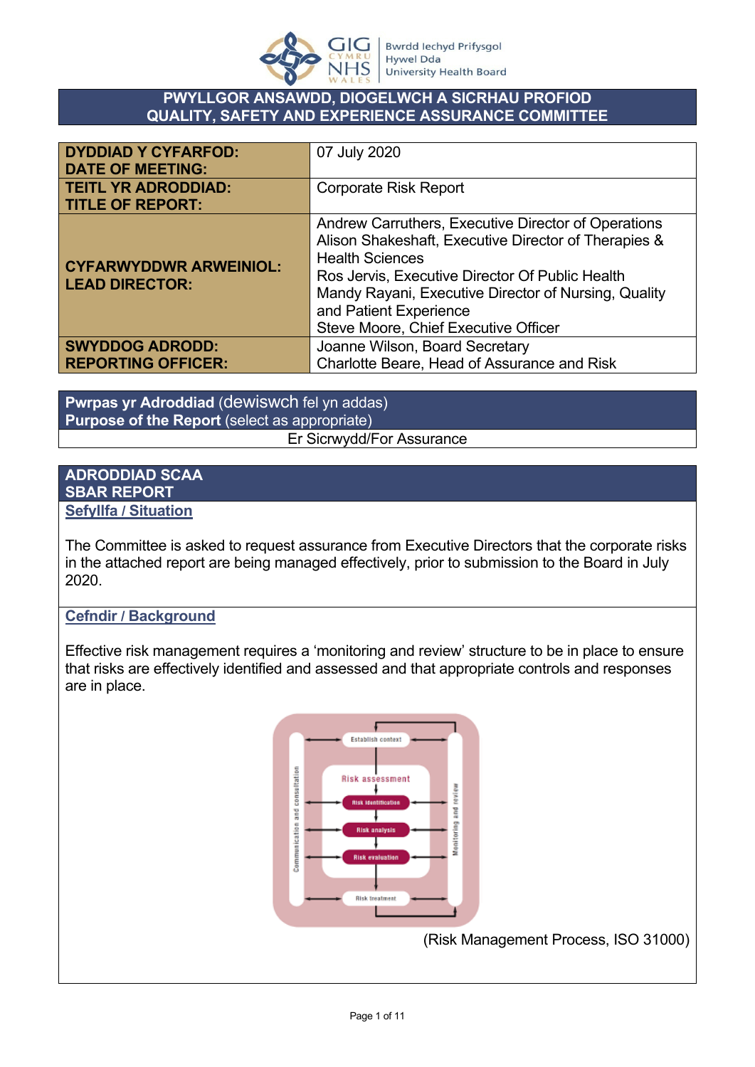GIG CYMRU NHS WALES | Bwrdd Iechyd Prifysgol Hywel Dda University Health Board

# PWYLLGOR ANSAWDD, DIOGELWCH A SICRHAU PROFIOD
# QUALITY, SAFETY AND EXPERIENCE ASSURANCE COMMITTEE

| | |
|---|---|
| **DYDDIAD Y CYFARFOD:** **DATE OF MEETING:** | 07 July 2020 |
| **TEITL YR ADRODDIAD:** **TITLE OF REPORT:** | Corporate Risk Report |
| **CYFARWYDDWR ARWEINIOL:** **LEAD DIRECTOR:** | Andrew Carruthers, Executive Director of Operations<br>Alison Shakeshaft, Executive Director of Therapies & Health Sciences<br>Ros Jervis, Executive Director Of Public Health<br>Mandy Rayani, Executive Director of Nursing, Quality and Patient Experience<br>Steve Moore, Chief Executive Officer |
| **SWYDDOG ADRODD:** **REPORTING OFFICER:** | Joanne Wilson, Board Secretary<br>Charlotte Beare, Head of Assurance and Risk |

**Pwrpas yr Adroddiad** (dewiswch fel yn addas)
**Purpose of the Report** (select as appropriate)

Er Sicrwydd/For Assurance

## ADRODDIAD SCAA
## SBAR REPORT

### Sefyllfa / Situation

The Committee is asked to request assurance from Executive Directors that the corporate risks in the attached report are being managed effectively, prior to submission to the Board in July 2020.

### Cefndir / Background

Effective risk management requires a 'monitoring and review' structure to be in place to ensure that risks are effectively identified and assessed and that appropriate controls and responses are in place.

(Risk Management Process, ISO 31000)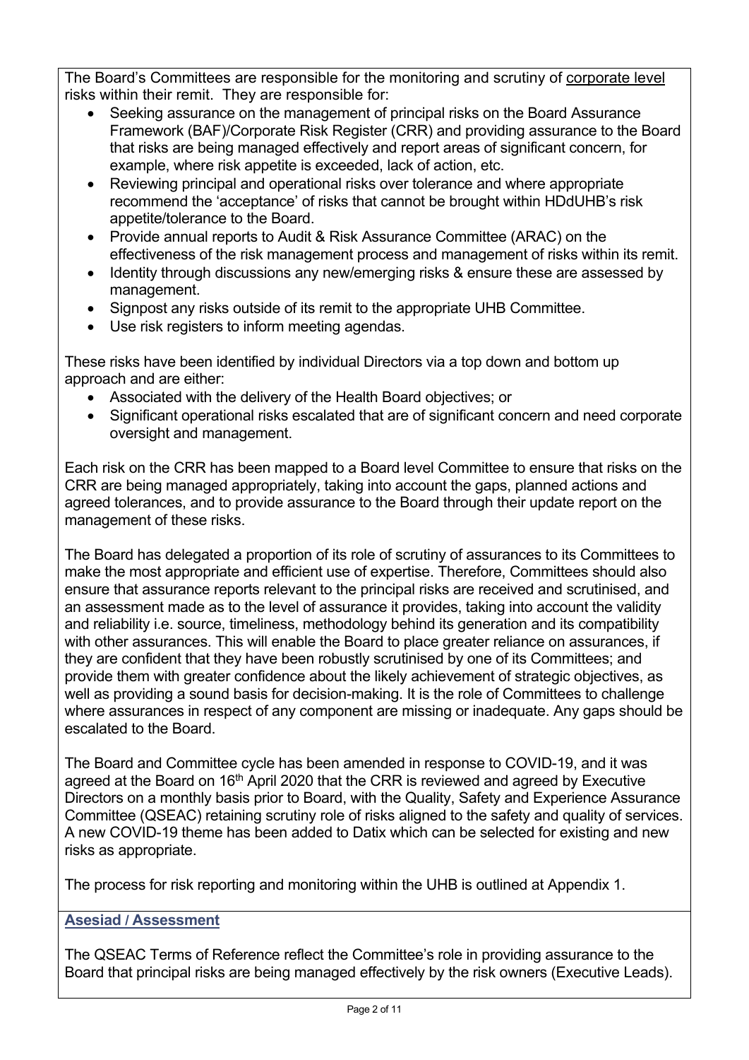The Board's Committees are responsible for the monitoring and scrutiny of corporate level risks within their remit. They are responsible for:

- Seeking assurance on the management of principal risks on the Board Assurance Framework (BAF)/Corporate Risk Register (CRR) and providing assurance to the Board that risks are being managed effectively and report areas of significant concern, for example, where risk appetite is exceeded, lack of action, etc.
- Reviewing principal and operational risks over tolerance and where appropriate recommend the 'acceptance' of risks that cannot be brought within HDdUHB's risk appetite/tolerance to the Board.
- Provide annual reports to Audit & Risk Assurance Committee (ARAC) on the effectiveness of the risk management process and management of risks within its remit.
- Identity through discussions any new/emerging risks & ensure these are assessed by management.
- Signpost any risks outside of its remit to the appropriate UHB Committee.
- Use risk registers to inform meeting agendas.

These risks have been identified by individual Directors via a top down and bottom up approach and are either:

- Associated with the delivery of the Health Board objectives; or
- Significant operational risks escalated that are of significant concern and need corporate oversight and management.

Each risk on the CRR has been mapped to a Board level Committee to ensure that risks on the CRR are being managed appropriately, taking into account the gaps, planned actions and agreed tolerances, and to provide assurance to the Board through their update report on the management of these risks.

The Board has delegated a proportion of its role of scrutiny of assurances to its Committees to make the most appropriate and efficient use of expertise. Therefore, Committees should also ensure that assurance reports relevant to the principal risks are received and scrutinised, and an assessment made as to the level of assurance it provides, taking into account the validity and reliability i.e. source, timeliness, methodology behind its generation and its compatibility with other assurances. This will enable the Board to place greater reliance on assurances, if they are confident that they have been robustly scrutinised by one of its Committees; and provide them with greater confidence about the likely achievement of strategic objectives, as well as providing a sound basis for decision-making. It is the role of Committees to challenge where assurances in respect of any component are missing or inadequate. Any gaps should be escalated to the Board.

The Board and Committee cycle has been amended in response to COVID-19, and it was agreed at the Board on 16th April 2020 that the CRR is reviewed and agreed by Executive Directors on a monthly basis prior to Board, with the Quality, Safety and Experience Assurance Committee (QSEAC) retaining scrutiny role of risks aligned to the safety and quality of services. A new COVID-19 theme has been added to Datix which can be selected for existing and new risks as appropriate.

The process for risk reporting and monitoring within the UHB is outlined at Appendix 1.

## Asesiad / Assessment

The QSEAC Terms of Reference reflect the Committee's role in providing assurance to the Board that principal risks are being managed effectively by the risk owners (Executive Leads).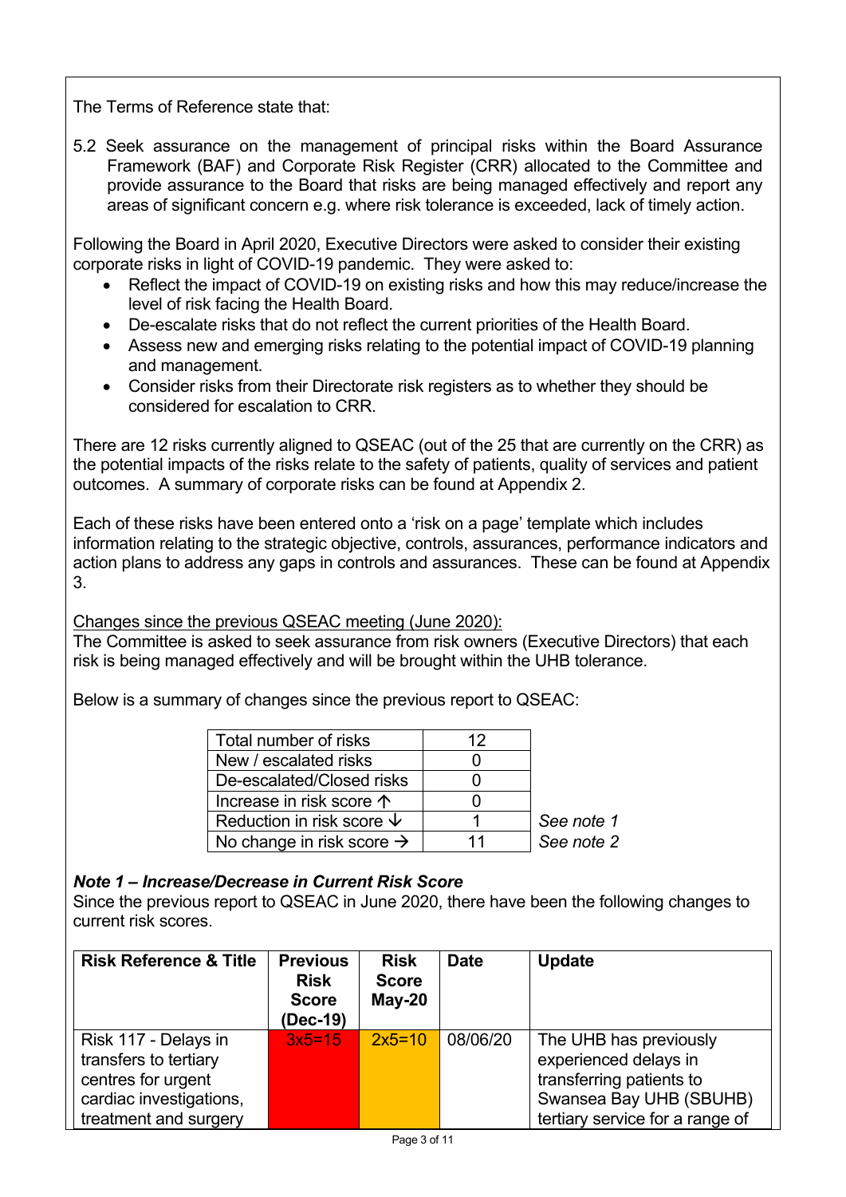The Terms of Reference state that:

5.2 Seek assurance on the management of principal risks within the Board Assurance Framework (BAF) and Corporate Risk Register (CRR) allocated to the Committee and provide assurance to the Board that risks are being managed effectively and report any areas of significant concern e.g. where risk tolerance is exceeded, lack of timely action.

Following the Board in April 2020, Executive Directors were asked to consider their existing corporate risks in light of COVID-19 pandemic. They were asked to:

- Reflect the impact of COVID-19 on existing risks and how this may reduce/increase the level of risk facing the Health Board.
- De-escalate risks that do not reflect the current priorities of the Health Board.
- Assess new and emerging risks relating to the potential impact of COVID-19 planning and management.
- Consider risks from their Directorate risk registers as to whether they should be considered for escalation to CRR.

There are 12 risks currently aligned to QSEAC (out of the 25 that are currently on the CRR) as the potential impacts of the risks relate to the safety of patients, quality of services and patient outcomes. A summary of corporate risks can be found at Appendix 2.

Each of these risks have been entered onto a 'risk on a page' template which includes information relating to the strategic objective, controls, assurances, performance indicators and action plans to address any gaps in controls and assurances. These can be found at Appendix 3.

Changes since the previous QSEAC meeting (June 2020):

The Committee is asked to seek assurance from risk owners (Executive Directors) that each risk is being managed effectively and will be brought within the UHB tolerance.

Below is a summary of changes since the previous report to QSEAC:

| | | |
|---|---|---|
| Total number of risks | 12 | |
| New / escalated risks | 0 | |
| De-escalated/Closed risks | 0 | |
| Increase in risk score ↑ | 0 | |
| Reduction in risk score ↓ | 1 | *See note 1* |
| No change in risk score → | 11 | *See note 2* |

***Note 1 – Increase/Decrease in Current Risk Score***

Since the previous report to QSEAC in June 2020, there have been the following changes to current risk scores.

| Risk Reference & Title | Previous Risk Score (Dec-19) | Risk Score May-20 | Date | Update |
|---|---|---|---|---|
| Risk 117 - Delays in transfers to tertiary centres for urgent cardiac investigations, treatment and surgery | 3x5=15 | 2x5=10 | 08/06/20 | The UHB has previously experienced delays in transferring patients to Swansea Bay UHB (SBUHB) tertiary service for a range of |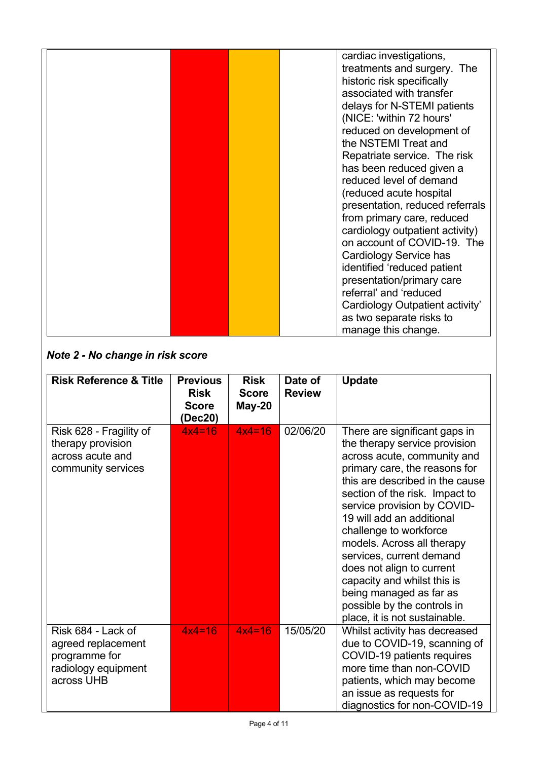| | | | | |
|---|---|---|---|---|
| | | | | cardiac investigations, treatments and surgery. The historic risk specifically associated with transfer delays for N-STEMI patients (NICE: 'within 72 hours' reduced on development of the NSTEMI Treat and Repatriate service. The risk has been reduced given a reduced level of demand (reduced acute hospital presentation, reduced referrals from primary care, reduced cardiology outpatient activity) on account of COVID-19. The Cardiology Service has identified 'reduced patient presentation/primary care referral' and 'reduced Cardiology Outpatient activity' as two separate risks to manage this change. |

***Note 2 - No change in risk score***

| Risk Reference & Title | Previous Risk Score (Dec20) | Risk Score May-20 | Date of Review | Update |
|---|---|---|---|---|
| Risk 628 - Fragility of therapy provision across acute and community services | 4x4=16 | 4x4=16 | 02/06/20 | There are significant gaps in the therapy service provision across acute, community and primary care, the reasons for this are described in the cause section of the risk. Impact to service provision by COVID-19 will add an additional challenge to workforce models. Across all therapy services, current demand does not align to current capacity and whilst this is being managed as far as possible by the controls in place, it is not sustainable. |
| Risk 684 - Lack of agreed replacement programme for radiology equipment across UHB | 4x4=16 | 4x4=16 | 15/05/20 | Whilst activity has decreased due to COVID-19, scanning of COVID-19 patients requires more time than non-COVID patients, which may become an issue as requests for diagnostics for non-COVID-19 |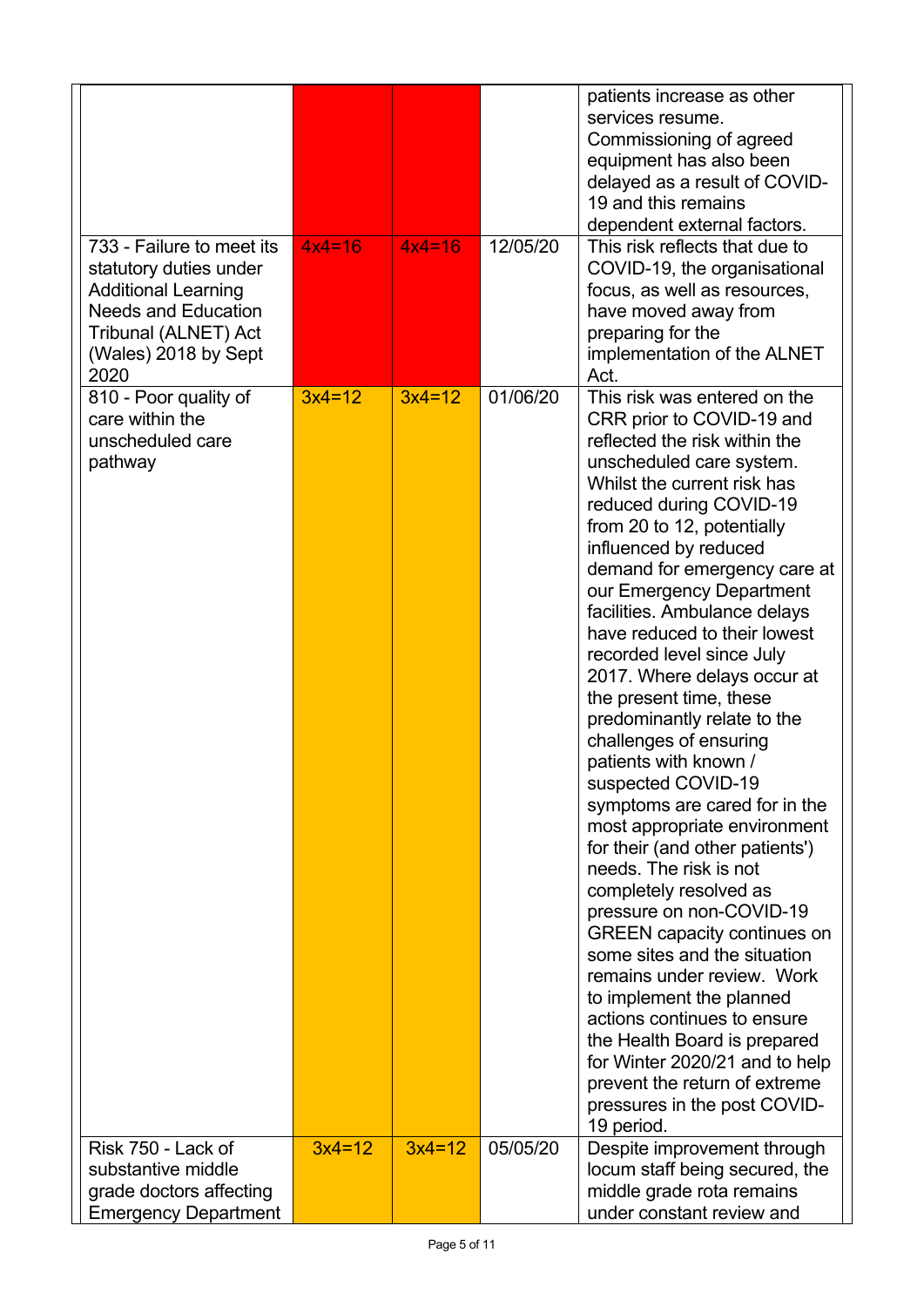| | | | | |
|---|---|---|---|---|
| | | | | patients increase as other services resume. Commissioning of agreed equipment has also been delayed as a result of COVID-19 and this remains dependent external factors. |
| 733 - Failure to meet its statutory duties under Additional Learning Needs and Education Tribunal (ALNET) Act (Wales) 2018 by Sept 2020 | 4x4=16 | 4x4=16 | 12/05/20 | This risk reflects that due to COVID-19, the organisational focus, as well as resources, have moved away from preparing for the implementation of the ALNET Act. |
| 810 - Poor quality of care within the unscheduled care pathway | 3x4=12 | 3x4=12 | 01/06/20 | This risk was entered on the CRR prior to COVID-19 and reflected the risk within the unscheduled care system. Whilst the current risk has reduced during COVID-19 from 20 to 12, potentially influenced by reduced demand for emergency care at our Emergency Department facilities. Ambulance delays have reduced to their lowest recorded level since July 2017. Where delays occur at the present time, these predominantly relate to the challenges of ensuring patients with known / suspected COVID-19 symptoms are cared for in the most appropriate environment for their (and other patients') needs. The risk is not completely resolved as pressure on non-COVID-19 GREEN capacity continues on some sites and the situation remains under review. Work to implement the planned actions continues to ensure the Health Board is prepared for Winter 2020/21 and to help prevent the return of extreme pressures in the post COVID-19 period. |
| Risk 750 - Lack of substantive middle grade doctors affecting Emergency Department | 3x4=12 | 3x4=12 | 05/05/20 | Despite improvement through locum staff being secured, the middle grade rota remains under constant review and |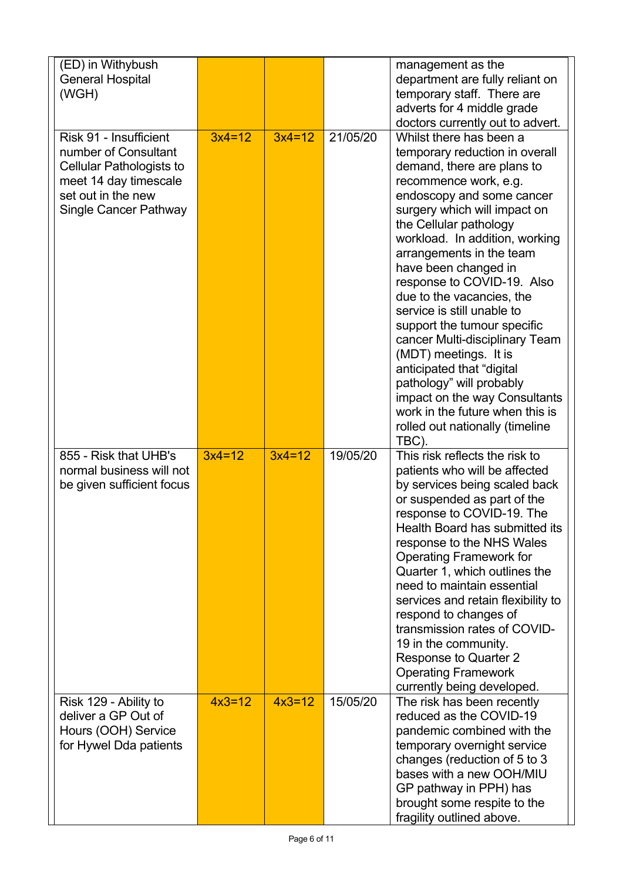| | | | | |
|---|---|---|---|---|
| (ED) in Withybush General Hospital (WGH) | | | | management as the department are fully reliant on temporary staff. There are adverts for 4 middle grade doctors currently out to advert. |
| Risk 91 - Insufficient number of Consultant Cellular Pathologists to meet 14 day timescale set out in the new Single Cancer Pathway | 3x4=12 | 3x4=12 | 21/05/20 | Whilst there has been a temporary reduction in overall demand, there are plans to recommence work, e.g. endoscopy and some cancer surgery which will impact on the Cellular pathology workload. In addition, working arrangements in the team have been changed in response to COVID-19. Also due to the vacancies, the service is still unable to support the tumour specific cancer Multi-disciplinary Team (MDT) meetings. It is anticipated that "digital pathology" will probably impact on the way Consultants work in the future when this is rolled out nationally (timeline TBC). |
| 855 - Risk that UHB's normal business will not be given sufficient focus | 3x4=12 | 3x4=12 | 19/05/20 | This risk reflects the risk to patients who will be affected by services being scaled back or suspended as part of the response to COVID-19. The Health Board has submitted its response to the NHS Wales Operating Framework for Quarter 1, which outlines the need to maintain essential services and retain flexibility to respond to changes of transmission rates of COVID-19 in the community. Response to Quarter 2 Operating Framework currently being developed. |
| Risk 129 - Ability to deliver a GP Out of Hours (OOH) Service for Hywel Dda patients | 4x3=12 | 4x3=12 | 15/05/20 | The risk has been recently reduced as the COVID-19 pandemic combined with the temporary overnight service changes (reduction of 5 to 3 bases with a new OOH/MIU GP pathway in PPH) has brought some respite to the fragility outlined above. |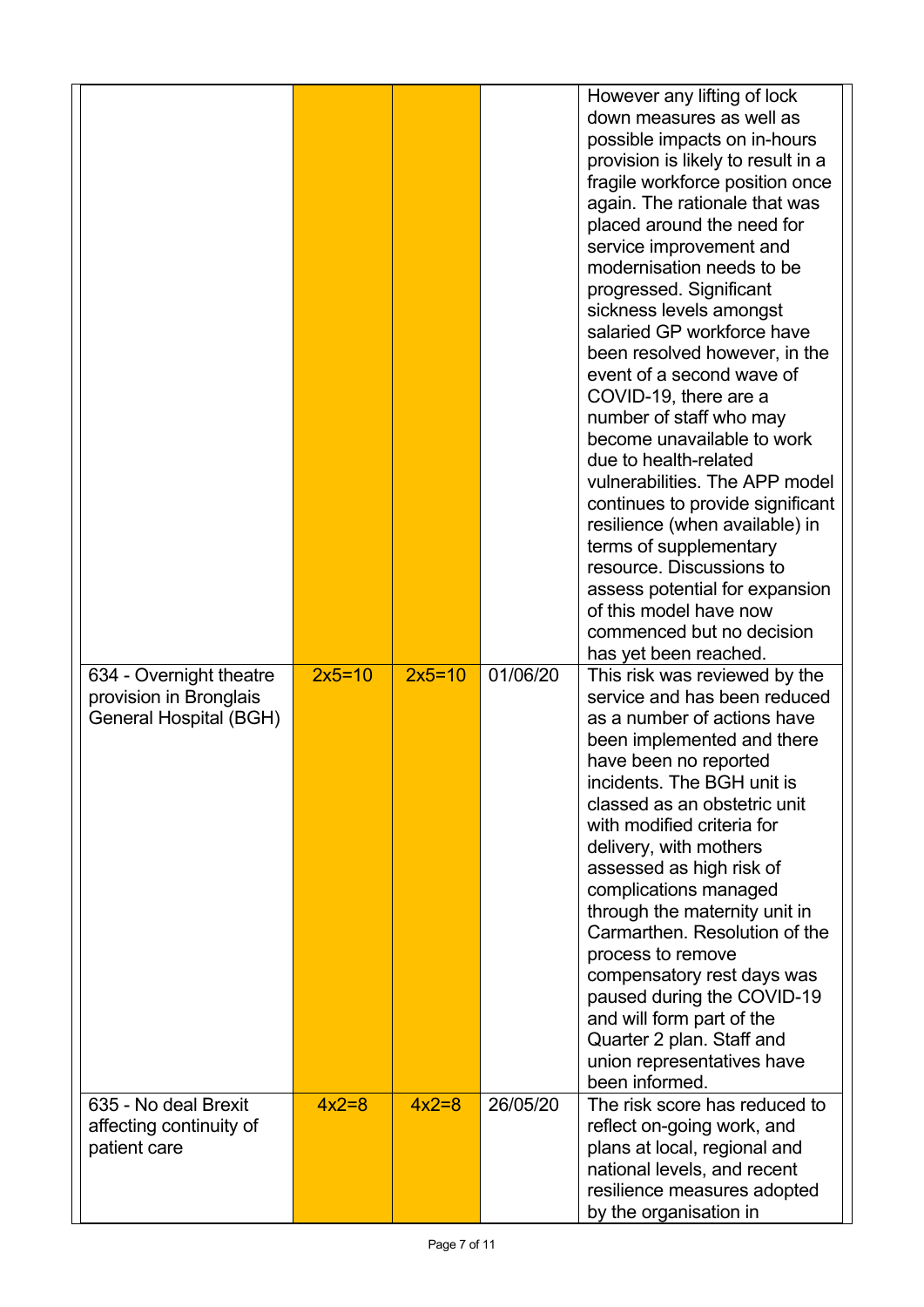|  |  |  |  |  |
|---|---|---|---|---|
|  |  |  |  | However any lifting of lock down measures as well as possible impacts on in-hours provision is likely to result in a fragile workforce position once again. The rationale that was placed around the need for service improvement and modernisation needs to be progressed. Significant sickness levels amongst salaried GP workforce have been resolved however, in the event of a second wave of COVID-19, there are a number of staff who may become unavailable to work due to health-related vulnerabilities. The APP model continues to provide significant resilience (when available) in terms of supplementary resource. Discussions to assess potential for expansion of this model have now commenced but no decision has yet been reached. |
| 634 - Overnight theatre provision in Bronglais General Hospital (BGH) | 2x5=10 | 2x5=10 | 01/06/20 | This risk was reviewed by the service and has been reduced as a number of actions have been implemented and there have been no reported incidents. The BGH unit is classed as an obstetric unit with modified criteria for delivery, with mothers assessed as high risk of complications managed through the maternity unit in Carmarthen. Resolution of the process to remove compensatory rest days was paused during the COVID-19 and will form part of the Quarter 2 plan. Staff and union representatives have been informed. |
| 635 - No deal Brexit affecting continuity of patient care | 4x2=8 | 4x2=8 | 26/05/20 | The risk score has reduced to reflect on-going work, and plans at local, regional and national levels, and recent resilience measures adopted by the organisation in |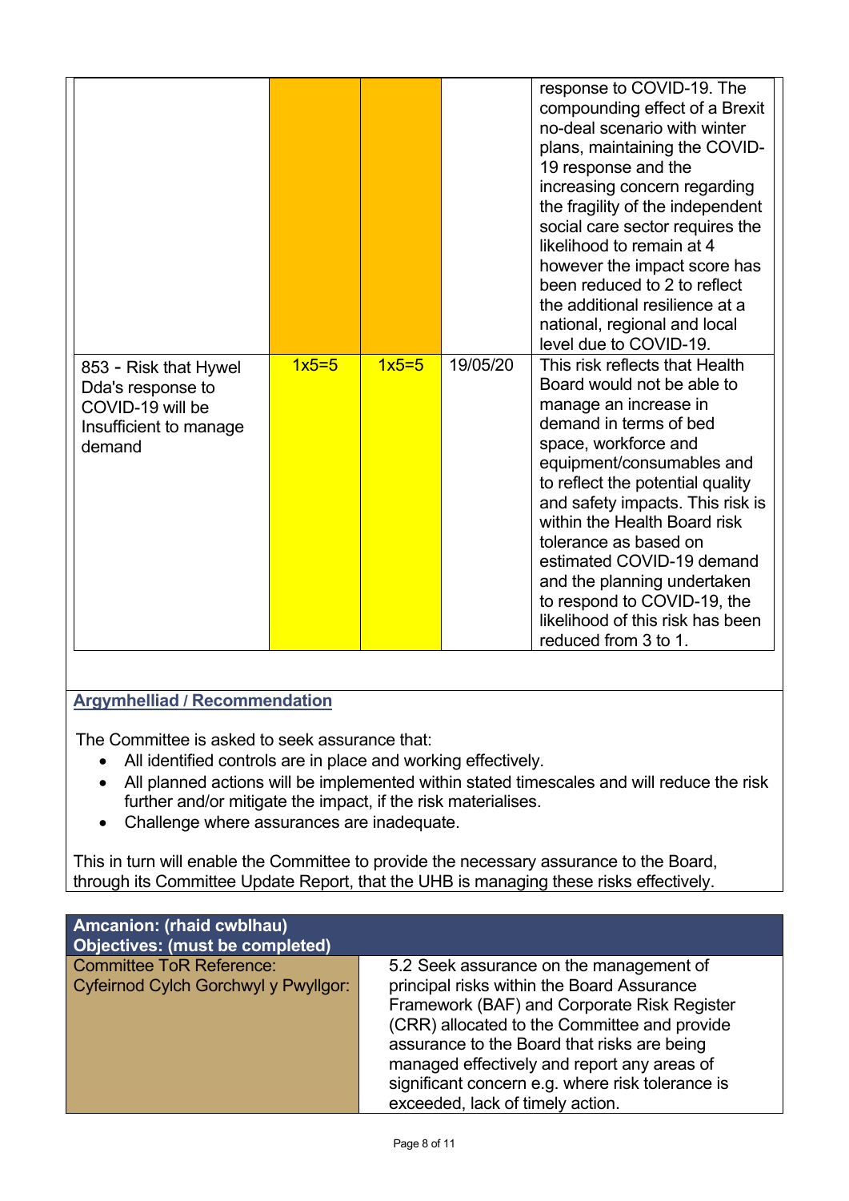| | | | | |
|---|---|---|---|---|
| | | | | response to COVID-19. The compounding effect of a Brexit no-deal scenario with winter plans, maintaining the COVID-19 response and the increasing concern regarding the fragility of the independent social care sector requires the likelihood to remain at 4 however the impact score has been reduced to 2 to reflect the additional resilience at a national, regional and local level due to COVID-19. |
| 853 - Risk that Hywel Dda's response to COVID-19 will be Insufficient to manage demand | 1x5=5 | 1x5=5 | 19/05/20 | This risk reflects that Health Board would not be able to manage an increase in demand in terms of bed space, workforce and equipment/consumables and to reflect the potential quality and safety impacts. This risk is within the Health Board risk tolerance as based on estimated COVID-19 demand and the planning undertaken to respond to COVID-19, the likelihood of this risk has been reduced from 3 to 1. |

**Argymhelliad / Recommendation**

The Committee is asked to seek assurance that:

- All identified controls are in place and working effectively.
- All planned actions will be implemented within stated timescales and will reduce the risk further and/or mitigate the impact, if the risk materialises.
- Challenge where assurances are inadequate.

This in turn will enable the Committee to provide the necessary assurance to the Board, through its Committee Update Report, that the UHB is managing these risks effectively.

| Amcanion: (rhaid cwblhau) Objectives: (must be completed) | |
|---|---|
| Committee ToR Reference: Cyfeirnod Cylch Gorchwyl y Pwyllgor: | 5.2 Seek assurance on the management of principal risks within the Board Assurance Framework (BAF) and Corporate Risk Register (CRR) allocated to the Committee and provide assurance to the Board that risks are being managed effectively and report any areas of significant concern e.g. where risk tolerance is exceeded, lack of timely action. |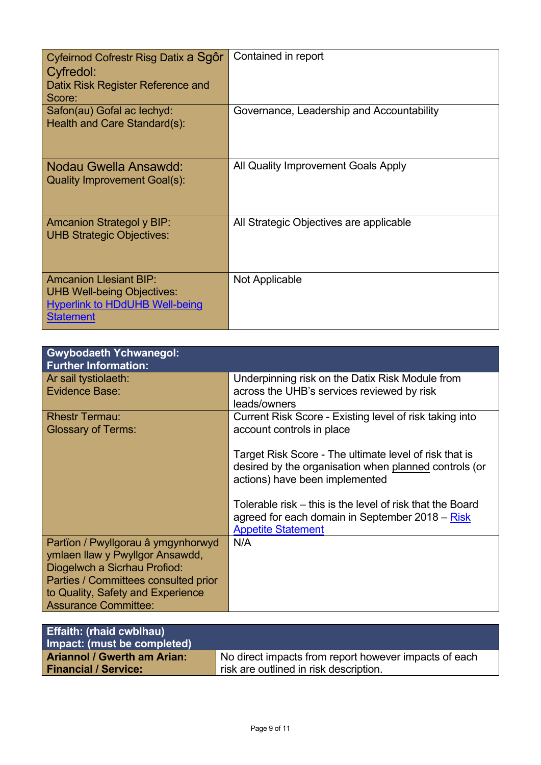| Cyfeirnod Cofrestr Risg Datix a Sgôr Cyfredol:<br>Datix Risk Register Reference and Score: | Contained in report |
|---|---|
| Safon(au) Gofal ac Iechyd:<br>Health and Care Standard(s): | Governance, Leadership and Accountability |
| Nodau Gwella Ansawdd:<br>Quality Improvement Goal(s): | All Quality Improvement Goals Apply |
| Amcanion Strategol y BIP:<br>UHB Strategic Objectives: | All Strategic Objectives are applicable |
| Amcanion Llesiant BIP:<br>UHB Well-being Objectives:<br>[Hyperlink to HDdUHB Well-being Statement] | Not Applicable |

| **Gwybodaeth Ychwanegol:<br>Further Information:** | |
|---|---|
| Ar sail tystiolaeth:<br>Evidence Base: | Underpinning risk on the Datix Risk Module from across the UHB's services reviewed by risk leads/owners |
| Rhestr Termau:<br>Glossary of Terms: | Current Risk Score - Existing level of risk taking into account controls in place<br><br>Target Risk Score - The ultimate level of risk that is desired by the organisation when planned controls (or actions) have been implemented<br><br>Tolerable risk – this is the level of risk that the Board agreed for each domain in September 2018 – Risk Appetite Statement |
| Partïon / Pwyllgorau â ymgynhorwyd ymlaen llaw y Pwyllgor Ansawdd, Diogelwch a Sicrhau Profiod:<br>Parties / Committees consulted prior to Quality, Safety and Experience Assurance Committee: | N/A |

| **Effaith: (rhaid cwblhau)<br>Impact: (must be completed)** | |
|---|---|
| **Ariannol / Gwerth am Arian:<br>Financial / Service:** | No direct impacts from report however impacts of each risk are outlined in risk description. |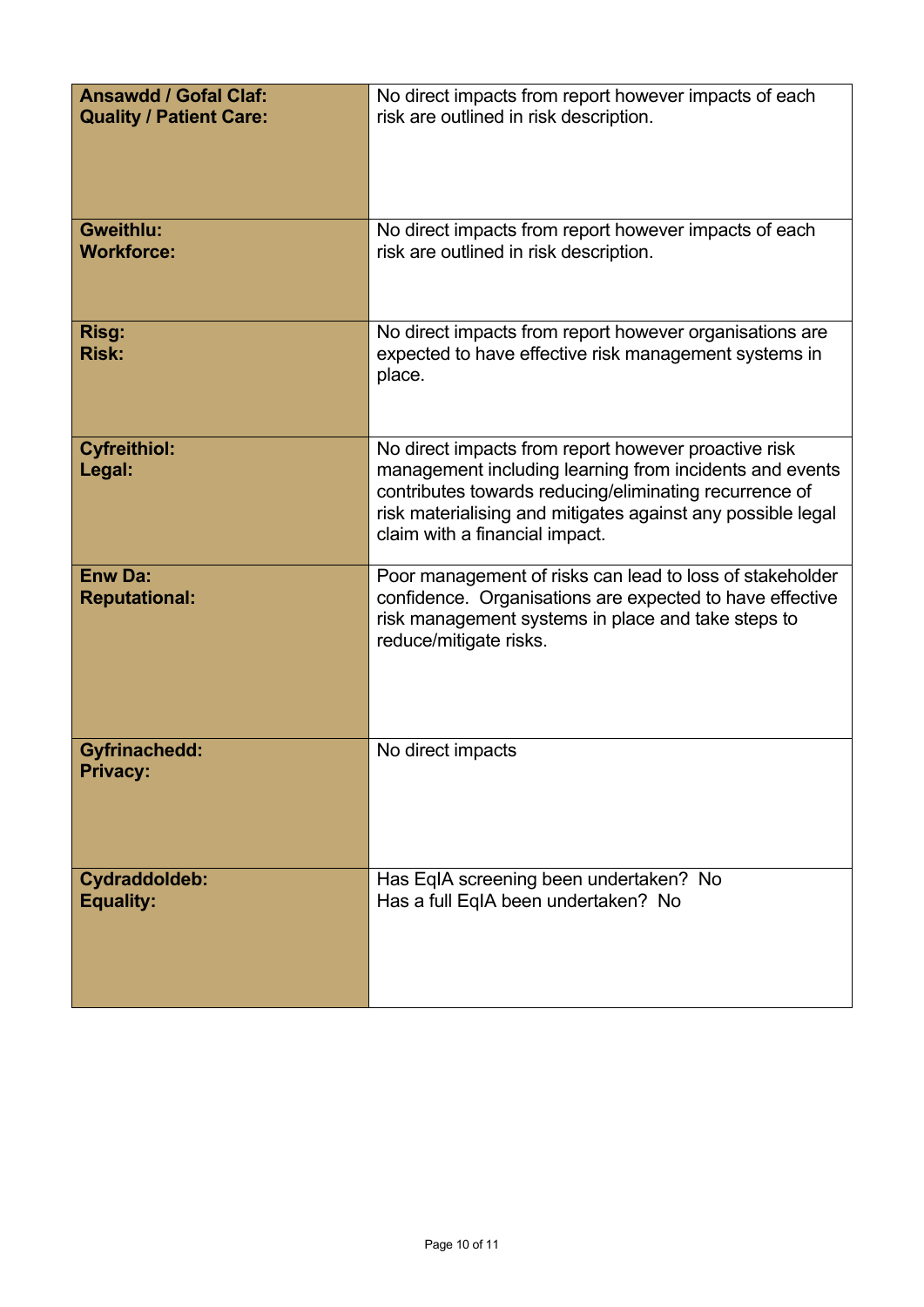| | |
|---|---|
| **Ansawdd / Gofal Claf: Quality / Patient Care:** | No direct impacts from report however impacts of each risk are outlined in risk description. |
| **Gweithlu: Workforce:** | No direct impacts from report however impacts of each risk are outlined in risk description. |
| **Risg: Risk:** | No direct impacts from report however organisations are expected to have effective risk management systems in place. |
| **Cyfreithiol: Legal:** | No direct impacts from report however proactive risk management including learning from incidents and events contributes towards reducing/eliminating recurrence of risk materialising and mitigates against any possible legal claim with a financial impact. |
| **Enw Da: Reputational:** | Poor management of risks can lead to loss of stakeholder confidence. Organisations are expected to have effective risk management systems in place and take steps to reduce/mitigate risks. |
| **Gyfrinachedd: Privacy:** | No direct impacts |
| **Cydraddoldeb: Equality:** | Has EqIA screening been undertaken? No<br>Has a full EqIA been undertaken? No |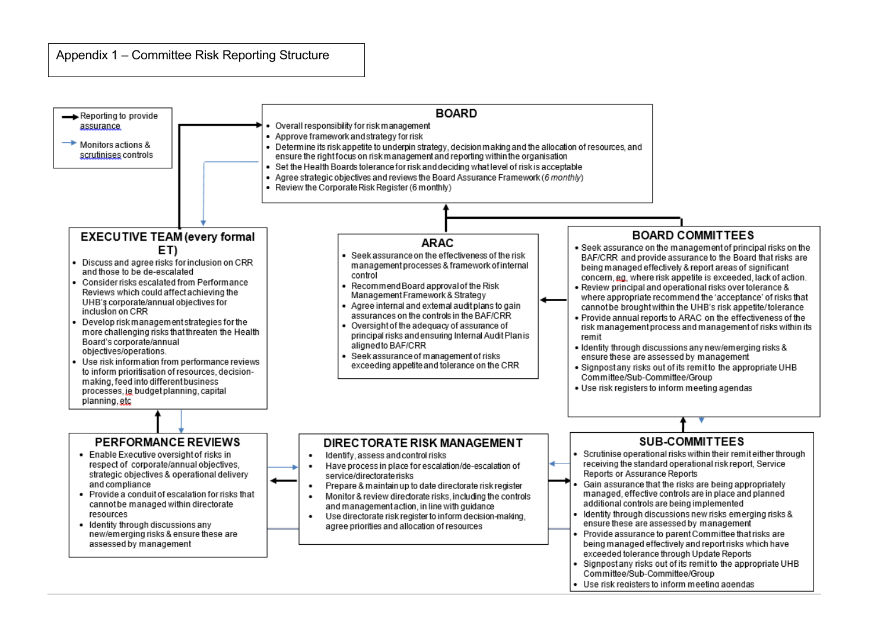# Appendix 1 – Committee Risk Reporting Structure

Reporting to provide assurance

Monitors actions & scrutinises controls

## BOARD

- Overall responsibility for risk management
- Approve framework and strategy for risk
- Determine its risk appetite to underpin strategy, decision making and the allocation of resources, and ensure the right focus on risk management and reporting within the organisation
- Set the Health Boards tolerance for risk and deciding what level of risk is acceptable
- Agree strategic objectives and reviews the Board Assurance Framework (*6 monthly*)
- Review the Corporate Risk Register (6 monthly)

## EXECUTIVE TEAM (every formal ET)

- Discuss and agree risks for inclusion on CRR and those to be de-escalated
- Consider risks escalated from Performance Reviews which could affect achieving the UHB's corporate/annual objectives for inclusion on CRR
- Develop risk management strategies for the more challenging risks that threaten the Health Board's corporate/annual objectives/operations.
- Use risk information from performance reviews to inform prioritisation of resources, decision-making, feed into different business processes, ie budget planning, capital planning, etc

## ARAC

- Seek assurance on the effectiveness of the risk management processes & framework of internal control
- Recommend Board approval of the Risk Management Framework & Strategy
- Agree internal and external audit plans to gain assurances on the controls in the BAF/CRR
- Oversight of the adequacy of assurance of principal risks and ensuring Internal Audit Plan is aligned to BAF/CRR
- Seek assurance of management of risks exceeding appetite and tolerance on the CRR

## BOARD COMMITTEES

- Seek assurance on the management of principal risks on the BAF/CRR and provide assurance to the Board that risks are being managed effectively & report areas of significant concern, eg, where risk appetite is exceeded, lack of action.
- Review principal and operational risks over tolerance & where appropriate recommend the 'acceptance' of risks that cannot be brought within the UHB's risk appetite/tolerance
- Provide annual reports to ARAC on the effectiveness of the risk management process and management of risks within its remit
- Identity through discussions any new/emerging risks & ensure these are assessed by management
- Signpost any risks out of its remit to the appropriate UHB Committee/Sub-Committee/Group
- Use risk registers to inform meeting agendas

## PERFORMANCE REVIEWS

- Enable Executive oversight of risks in respect of corporate/annual objectives, strategic objectives & operational delivery and compliance
- Provide a conduit of escalation for risks that cannot be managed within directorate resources
- Identity through discussions any new/emerging risks & ensure these are assessed by management

## DIRECTORATE RISK MANAGEMENT

- Identify, assess and control risks
- Have process in place for escalation/de-escalation of service/directorate risks
- Prepare & maintain up to date directorate risk register
- Monitor & review directorate risks, including the controls and management action, in line with guidance
- Use directorate risk register to inform decision-making, agree priorities and allocation of resources

## SUB-COMMITTEES

- Scrutinise operational risks within their remit either through receiving the standard operational risk report, Service Reports or Assurance Reports
- Gain assurance that the risks are being appropriately managed, effective controls are in place and planned additional controls are being implemented
- Identity through discussions new risks emerging risks & ensure these are assessed by management
- Provide assurance to parent Committee that risks are being managed effectively and report risks which have exceeded tolerance through Update Reports
- Signpost any risks out of its remit to the appropriate UHB Committee/Sub-Committee/Group
- Use risk registers to inform meeting agendas